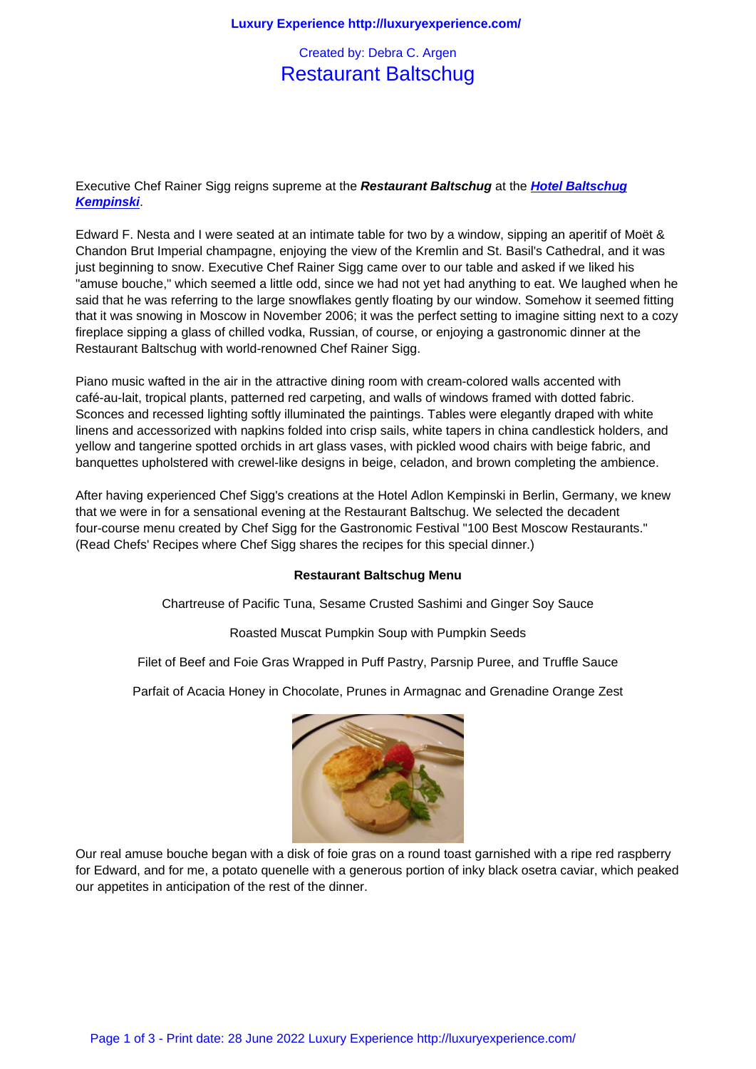Created by: Debra C. Argen

# Restaurant Baltschug

Executive Chef Rainer Sigg reigns supreme at the ***Restaurant Baltschug*** at the ***Hotel Baltschug Kempinski***.

Edward F. Nesta and I were seated at an intimate table for two by a window, sipping an aperitif of Moët & Chandon Brut Imperial champagne, enjoying the view of the Kremlin and St. Basil's Cathedral, and it was just beginning to snow. Executive Chef Rainer Sigg came over to our table and asked if we liked his "amuse bouche," which seemed a little odd, since we had not yet had anything to eat. We laughed when he said that he was referring to the large snowflakes gently floating by our window. Somehow it seemed fitting that it was snowing in Moscow in November 2006; it was the perfect setting to imagine sitting next to a cozy fireplace sipping a glass of chilled vodka, Russian, of course, or enjoying a gastronomic dinner at the Restaurant Baltschug with world-renowned Chef Rainer Sigg.

Piano music wafted in the air in the attractive dining room with cream-colored walls accented with café-au-lait, tropical plants, patterned red carpeting, and walls of windows framed with dotted fabric. Sconces and recessed lighting softly illuminated the paintings. Tables were elegantly draped with white linens and accessorized with napkins folded into crisp sails, white tapers in china candlestick holders, and yellow and tangerine spotted orchids in art glass vases, with pickled wood chairs with beige fabric, and banquettes upholstered with crewel-like designs in beige, celadon, and brown completing the ambience.

After having experienced Chef Sigg's creations at the Hotel Adlon Kempinski in Berlin, Germany, we knew that we were in for a sensational evening at the Restaurant Baltschug. We selected the decadent four-course menu created by Chef Sigg for the Gastronomic Festival "100 Best Moscow Restaurants." (Read Chefs' Recipes where Chef Sigg shares the recipes for this special dinner.)

**Restaurant Baltschug Menu**

Chartreuse of Pacific Tuna, Sesame Crusted Sashimi and Ginger Soy Sauce

Roasted Muscat Pumpkin Soup with Pumpkin Seeds

Filet of Beef and Foie Gras Wrapped in Puff Pastry, Parsnip Puree, and Truffle Sauce

Parfait of Acacia Honey in Chocolate, Prunes in Armagnac and Grenadine Orange Zest

Our real amuse bouche began with a disk of foie gras on a round toast garnished with a ripe red raspberry for Edward, and for me, a potato quenelle with a generous portion of inky black osetra caviar, which peaked our appetites in anticipation of the rest of the dinner.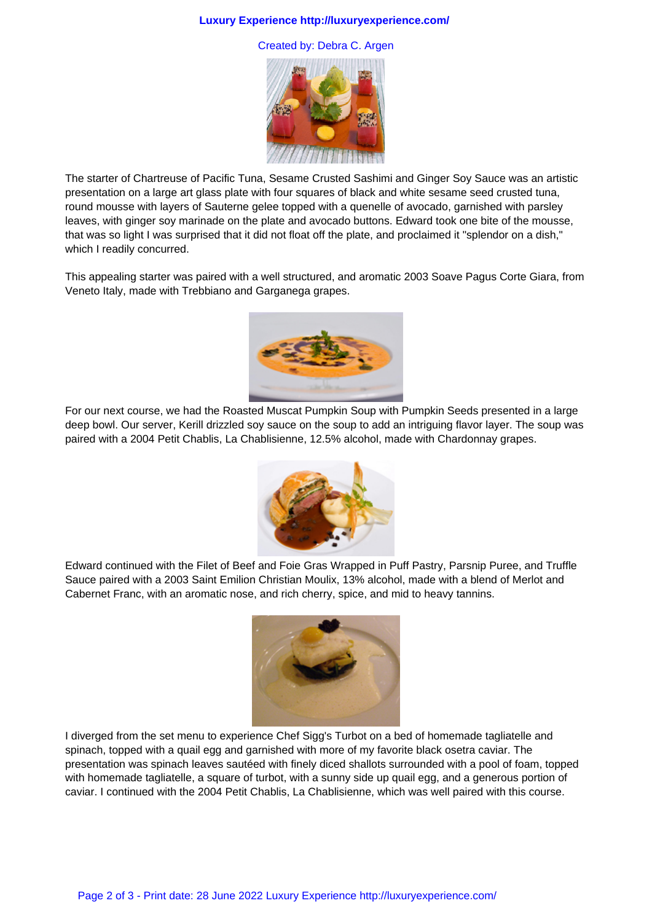The starter of Chartreuse of Pacific Tuna, Sesame Crusted Sashimi and Ginger Soy Sauce was an artistic presentation on a large art glass plate with four squares of black and white sesame seed crusted tuna, round mousse with layers of Sauterne gelee topped with a quenelle of avocado, garnished with parsley leaves, with ginger soy marinade on the plate and avocado buttons. Edward took one bite of the mousse, that was so light I was surprised that it did not float off the plate, and proclaimed it "splendor on a dish," which I readily concurred.

This appealing starter was paired with a well structured, and aromatic 2003 Soave Pagus Corte Giara, from Veneto Italy, made with Trebbiano and Garganega grapes.

For our next course, we had the Roasted Muscat Pumpkin Soup with Pumpkin Seeds presented in a large deep bowl. Our server, Kerill drizzled soy sauce on the soup to add an intriguing flavor layer. The soup was paired with a 2004 Petit Chablis, La Chablisienne, 12.5% alcohol, made with Chardonnay grapes.

Edward continued with the Filet of Beef and Foie Gras Wrapped in Puff Pastry, Parsnip Puree, and Truffle Sauce paired with a 2003 Saint Emilion Christian Moulix, 13% alcohol, made with a blend of Merlot and Cabernet Franc, with an aromatic nose, and rich cherry, spice, and mid to heavy tannins.

I diverged from the set menu to experience Chef Sigg's Turbot on a bed of homemade tagliatelle and spinach, topped with a quail egg and garnished with more of my favorite black osetra caviar. The presentation was spinach leaves sautéed with finely diced shallots surrounded with a pool of foam, topped with homemade tagliatelle, a square of turbot, with a sunny side up quail egg, and a generous portion of caviar. I continued with the 2004 Petit Chablis, La Chablisienne, which was well paired with this course.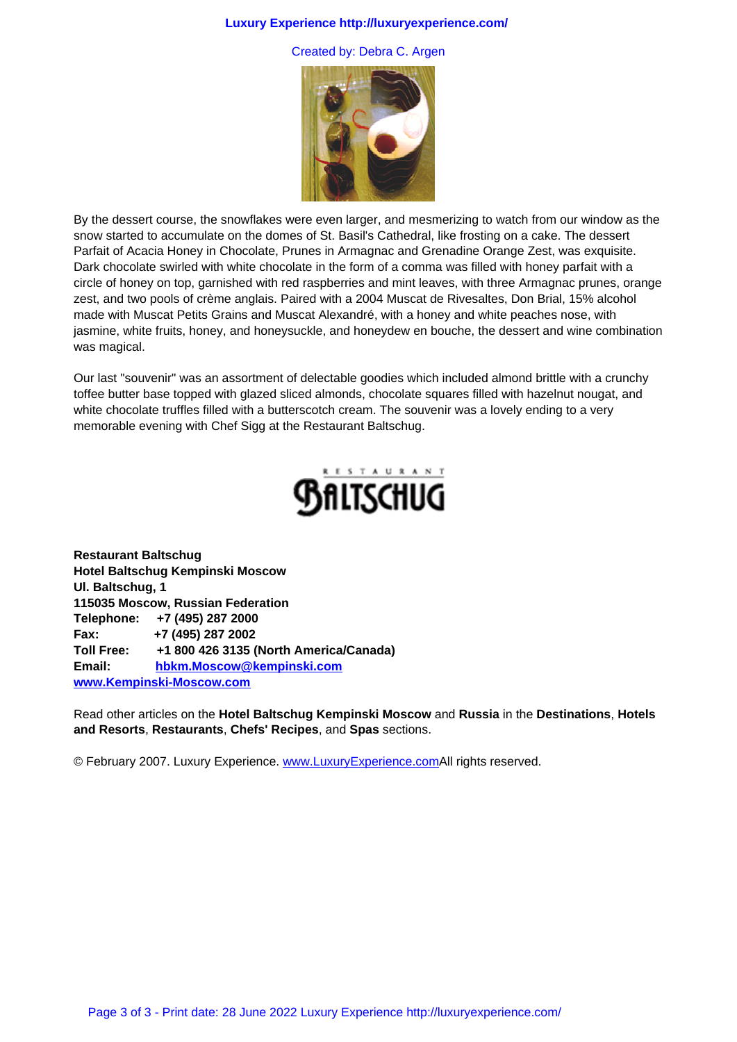Created by: Debra C. Argen

By the dessert course, the snowflakes were even larger, and mesmerizing to watch from our window as the snow started to accumulate on the domes of St. Basil's Cathedral, like frosting on a cake. The dessert Parfait of Acacia Honey in Chocolate, Prunes in Armagnac and Grenadine Orange Zest, was exquisite. Dark chocolate swirled with white chocolate in the form of a comma was filled with honey parfait with a circle of honey on top, garnished with red raspberries and mint leaves, with three Armagnac prunes, orange zest, and two pools of crème anglais. Paired with a 2004 Muscat de Rivesaltes, Don Brial, 15% alcohol made with Muscat Petits Grains and Muscat Alexandré, with a honey and white peaches nose, with jasmine, white fruits, honey, and honeysuckle, and honeydew en bouche, the dessert and wine combination was magical.

Our last "souvenir" was an assortment of delectable goodies which included almond brittle with a crunchy toffee butter base topped with glazed sliced almonds, chocolate squares filled with hazelnut nougat, and white chocolate truffles filled with a butterscotch cream. The souvenir was a lovely ending to a very memorable evening with Chef Sigg at the Restaurant Baltschug.

RESTAURANT BALTSCHUG

**Restaurant Baltschug**
**Hotel Baltschug Kempinski Moscow**
**Ul. Baltschug, 1**
**115035 Moscow, Russian Federation**
**Telephone: +7 (495) 287 2000**
**Fax: +7 (495) 287 2002**
**Toll Free: +1 800 426 3135 (North America/Canada)**
**Email: hbkm.Moscow@kempinski.com**
**www.Kempinski-Moscow.com**

Read other articles on the **Hotel Baltschug Kempinski Moscow** and **Russia** in the **Destinations**, **Hotels and Resorts**, **Restaurants**, **Chefs' Recipes**, and **Spas** sections.

© February 2007. Luxury Experience. www.LuxuryExperience.comAll rights reserved.